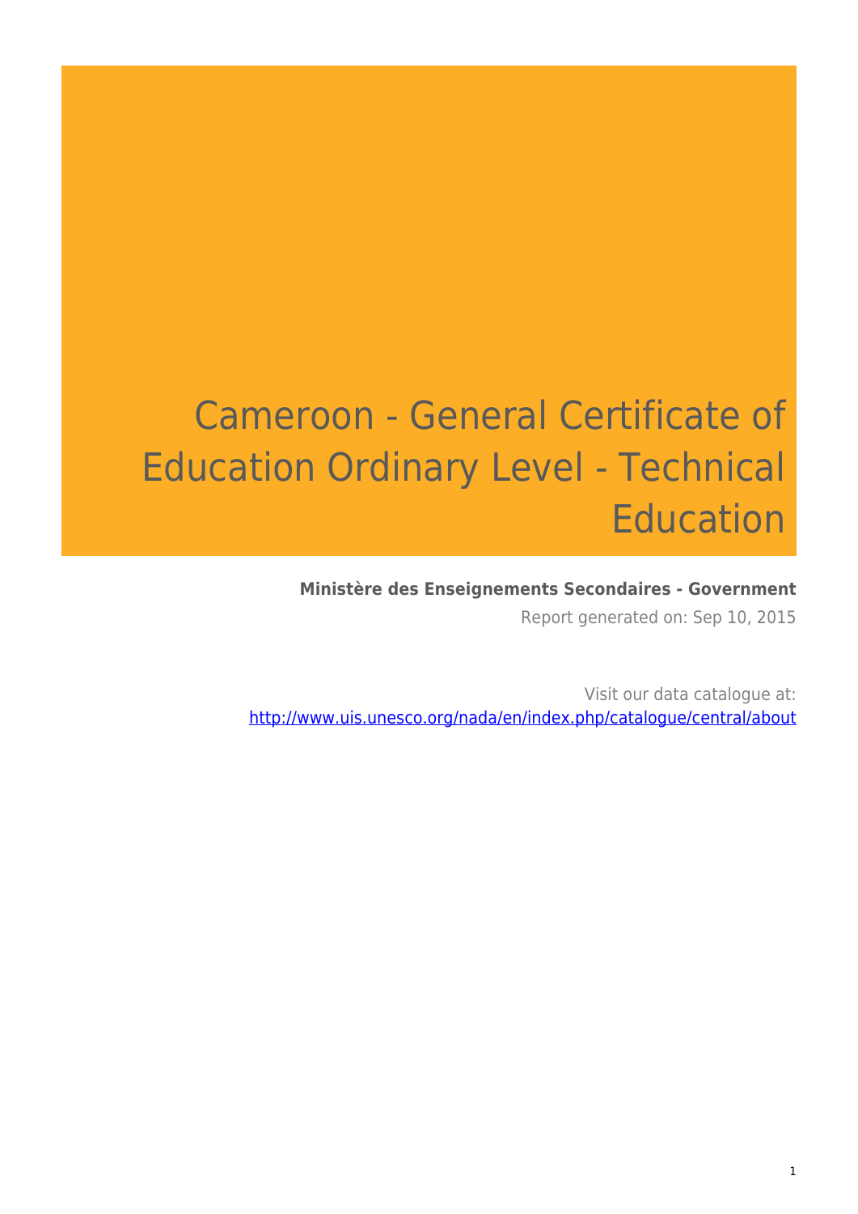# Cameroon - General Certificate of Education Ordinary Level - Technical Education

**Ministère des Enseignements Secondaires - Government**

Report generated on: Sep 10, 2015

Visit our data catalogue at: http://www.uis.unesco.org/nada/en/index.php/catalogue/central/about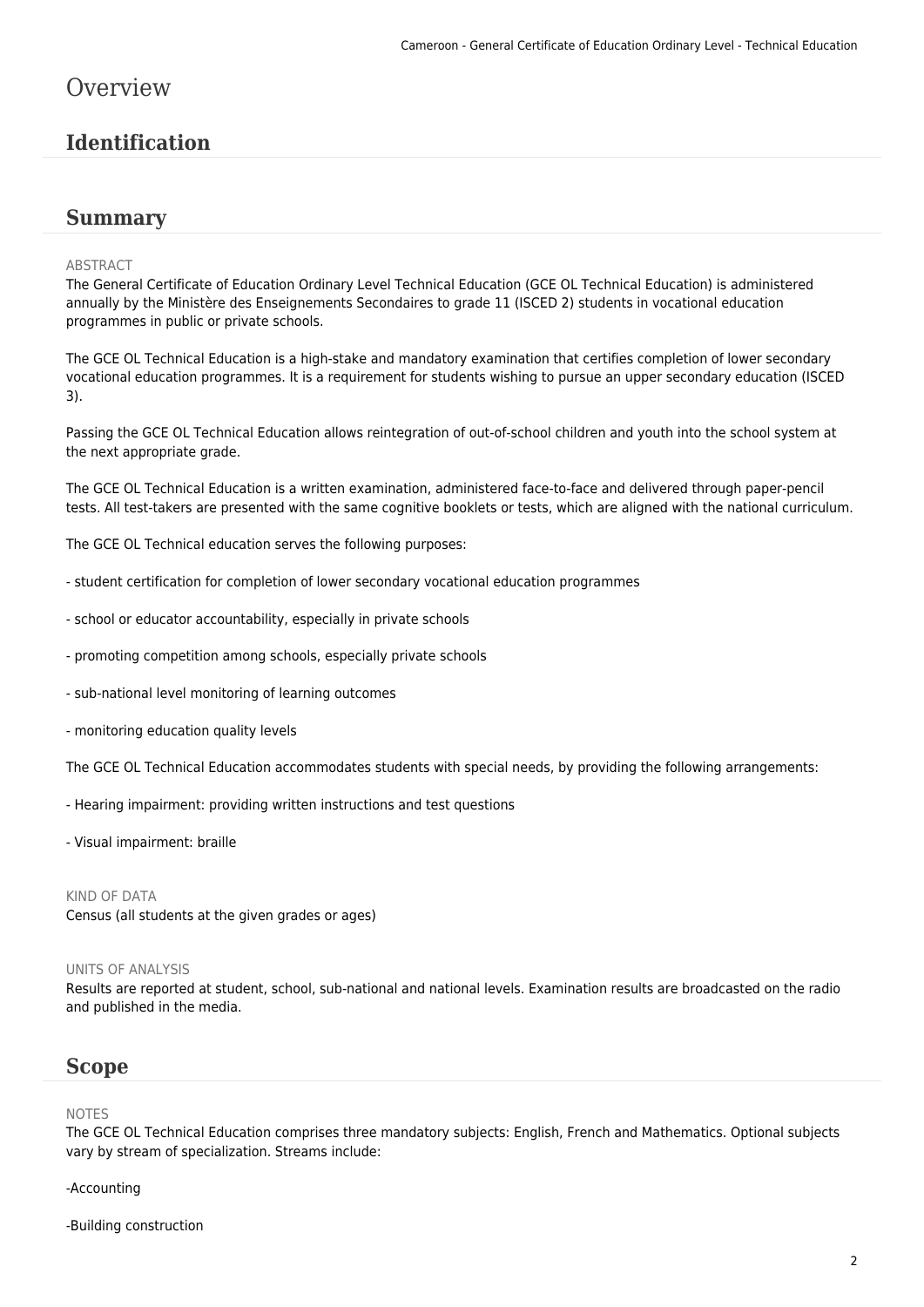# Overview

## Identification

## Summary

ABSTRACT

The General Certificate of Education Ordinary Level Technical Education (GCE OL Technical Education) is administered annually by the Ministère des Enseignements Secondaires to grade 11 (ISCED 2) students in vocational education programmes in public or private schools.

The GCE OL Technical Education is a high-stake and mandatory examination that certifies completion of lower secondary vocational education programmes. It is a requirement for students wishing to pursue an upper secondary education (ISCED 3).

Passing the GCE OL Technical Education allows reintegration of out-of-school children and youth into the school system at the next appropriate grade.

The GCE OL Technical Education is a written examination, administered face-to-face and delivered through paper-pencil tests. All test-takers are presented with the same cognitive booklets or tests, which are aligned with the national curriculum.

The GCE OL Technical education serves the following purposes:

- student certification for completion of lower secondary vocational education programmes

- school or educator accountability, especially in private schools

- promoting competition among schools, especially private schools

- sub-national level monitoring of learning outcomes

- monitoring education quality levels

The GCE OL Technical Education accommodates students with special needs, by providing the following arrangements:

- Hearing impairment: providing written instructions and test questions

- Visual impairment: braille

KIND OF DATA

Census (all students at the given grades or ages)

UNITS OF ANALYSIS

Results are reported at student, school, sub-national and national levels. Examination results are broadcasted on the radio and published in the media.

## Scope

NOTES

The GCE OL Technical Education comprises three mandatory subjects: English, French and Mathematics. Optional subjects vary by stream of specialization. Streams include:

-Accounting

-Building construction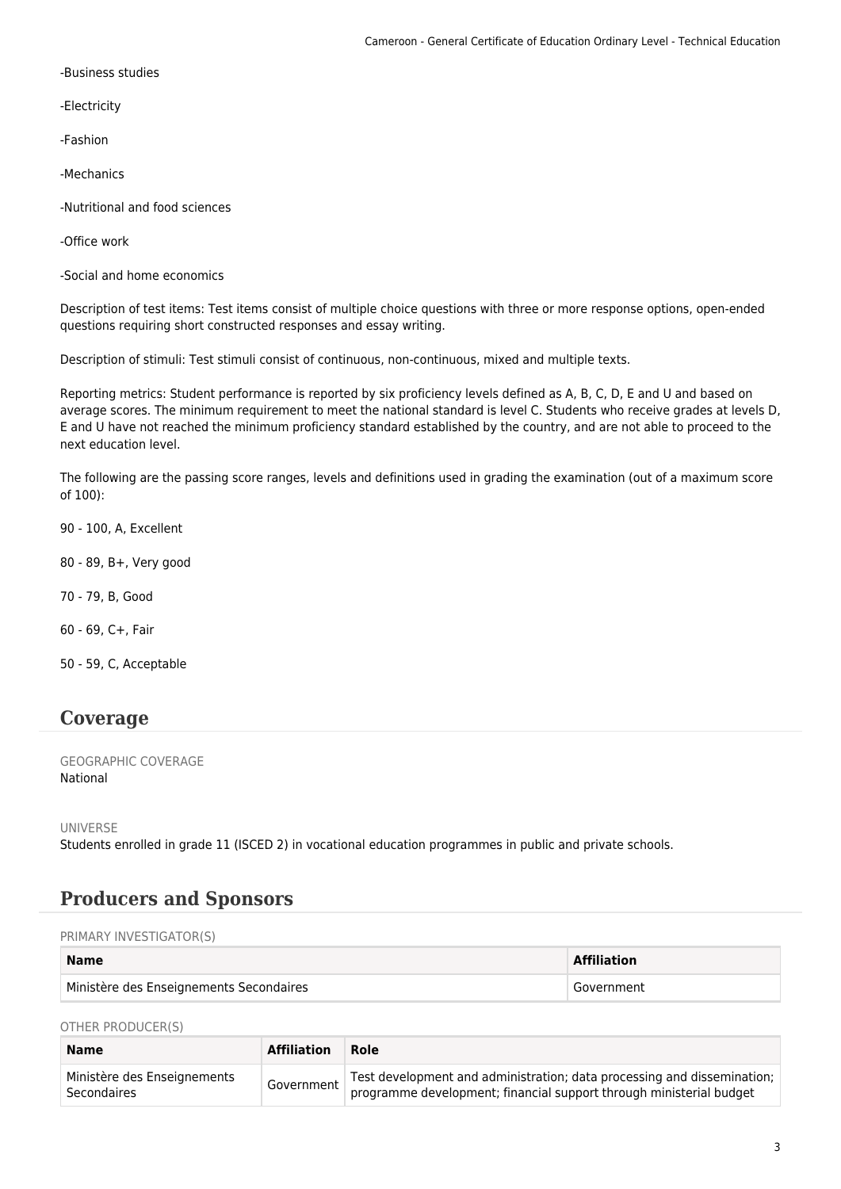-Business studies

-Electricity

-Fashion

-Mechanics

-Nutritional and food sciences

-Office work

-Social and home economics

Description of test items: Test items consist of multiple choice questions with three or more response options, open-ended questions requiring short constructed responses and essay writing.

Description of stimuli: Test stimuli consist of continuous, non-continuous, mixed and multiple texts.

Reporting metrics: Student performance is reported by six proficiency levels defined as A, B, C, D, E and U and based on average scores. The minimum requirement to meet the national standard is level C. Students who receive grades at levels D, E and U have not reached the minimum proficiency standard established by the country, and are not able to proceed to the next education level.

The following are the passing score ranges, levels and definitions used in grading the examination (out of a maximum score of 100):

90 - 100, A, Excellent

80 - 89, B+, Very good

70 - 79, B, Good

60 - 69, C+, Fair

50 - 59, C, Acceptable

## Coverage

GEOGRAPHIC COVERAGE
National

UNIVERSE
Students enrolled in grade 11 (ISCED 2) in vocational education programmes in public and private schools.

## Producers and Sponsors

PRIMARY INVESTIGATOR(S)

| Name | Affiliation |
| --- | --- |
| Ministère des Enseignements Secondaires | Government |

OTHER PRODUCER(S)

| Name | Affiliation | Role |
| --- | --- | --- |
| Ministère des Enseignements Secondaires | Government | Test development and administration; data processing and dissemination; programme development; financial support through ministerial budget |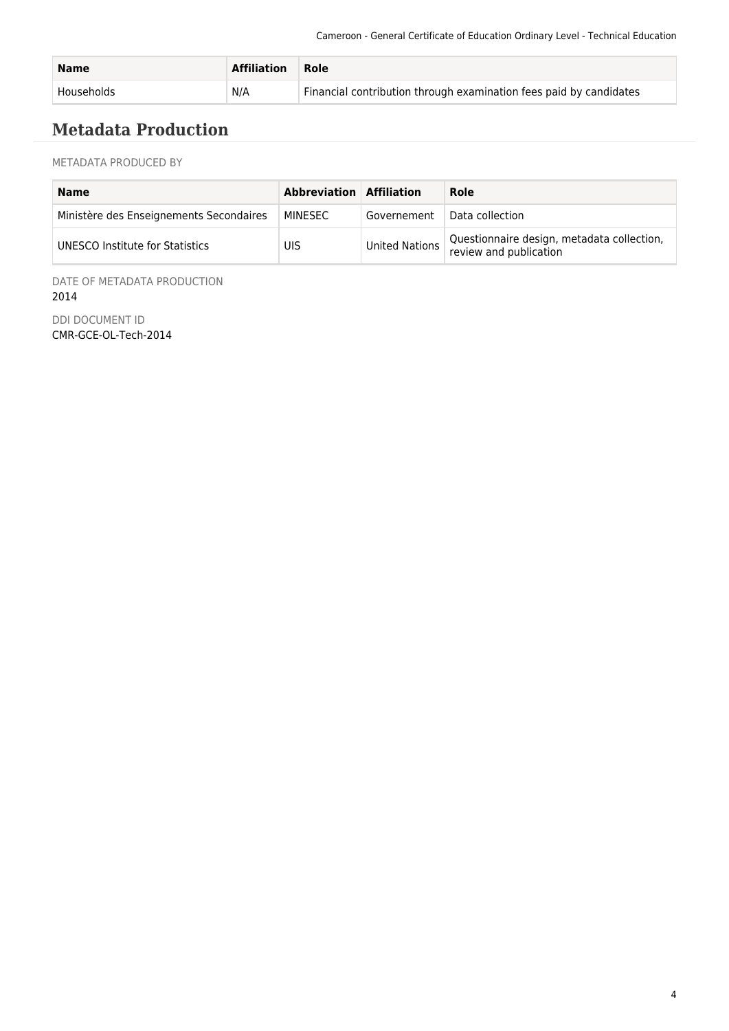| Name | Affiliation | Role |
| --- | --- | --- |
| Households | N/A | Financial contribution through examination fees paid by candidates |

## Metadata Production

METADATA PRODUCED BY

| Name | Abbreviation | Affiliation | Role |
| --- | --- | --- | --- |
| Ministère des Enseignements Secondaires | MINESEC | Governement | Data collection |
| UNESCO Institute for Statistics | UIS | United Nations | Questionnaire design, metadata collection, review and publication |

DATE OF METADATA PRODUCTION
2014

DDI DOCUMENT ID
CMR-GCE-OL-Tech-2014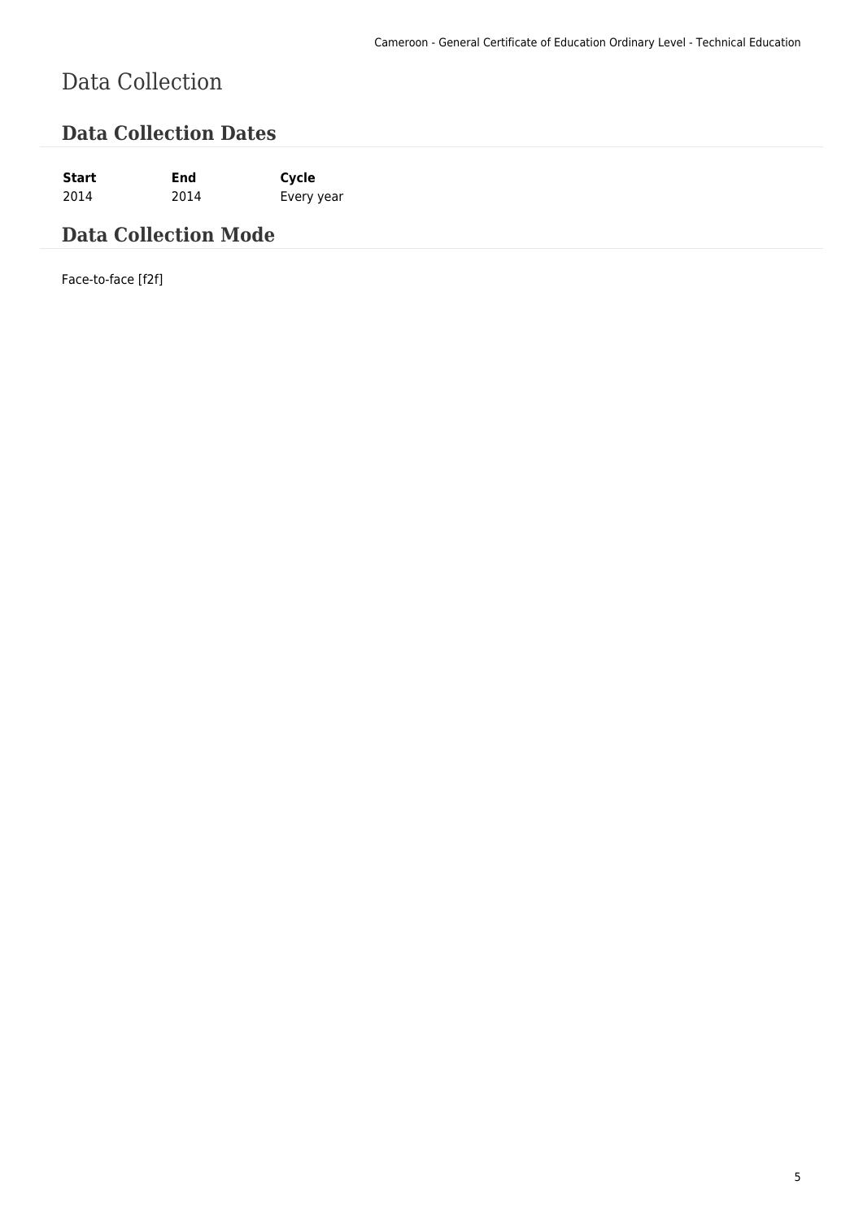# Data Collection

## Data Collection Dates

| Start | End | Cycle |
| --- | --- | --- |
| 2014 | 2014 | Every year |

## Data Collection Mode

Face-to-face [f2f]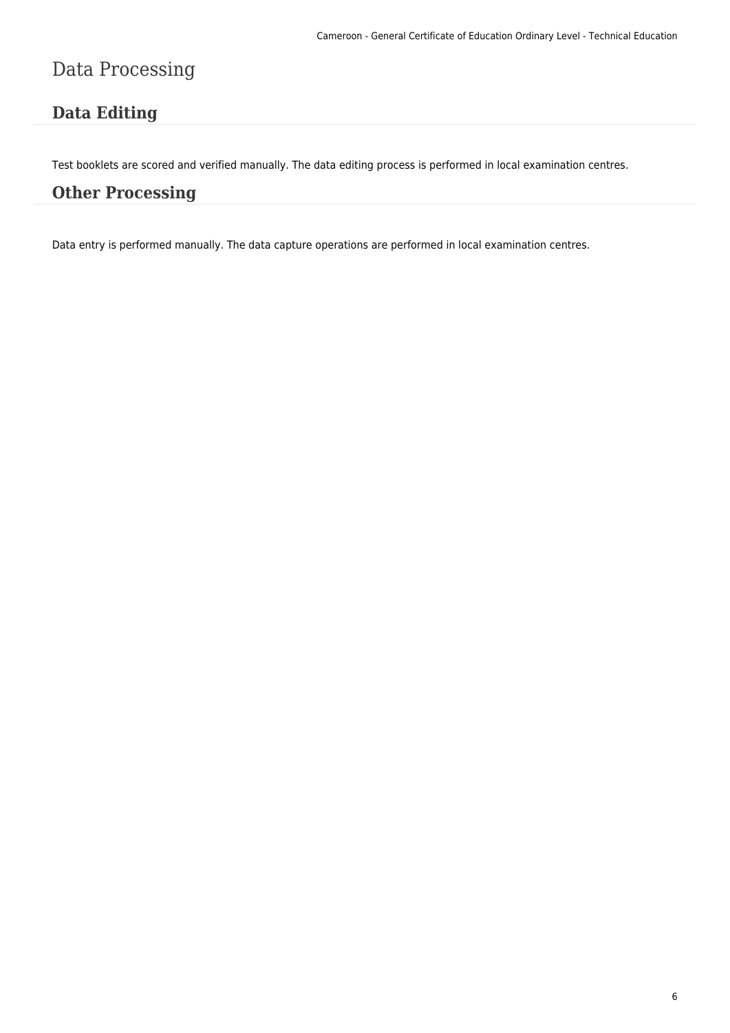# Data Processing

## Data Editing

Test booklets are scored and verified manually. The data editing process is performed in local examination centres.

## Other Processing

Data entry is performed manually. The data capture operations are performed in local examination centres.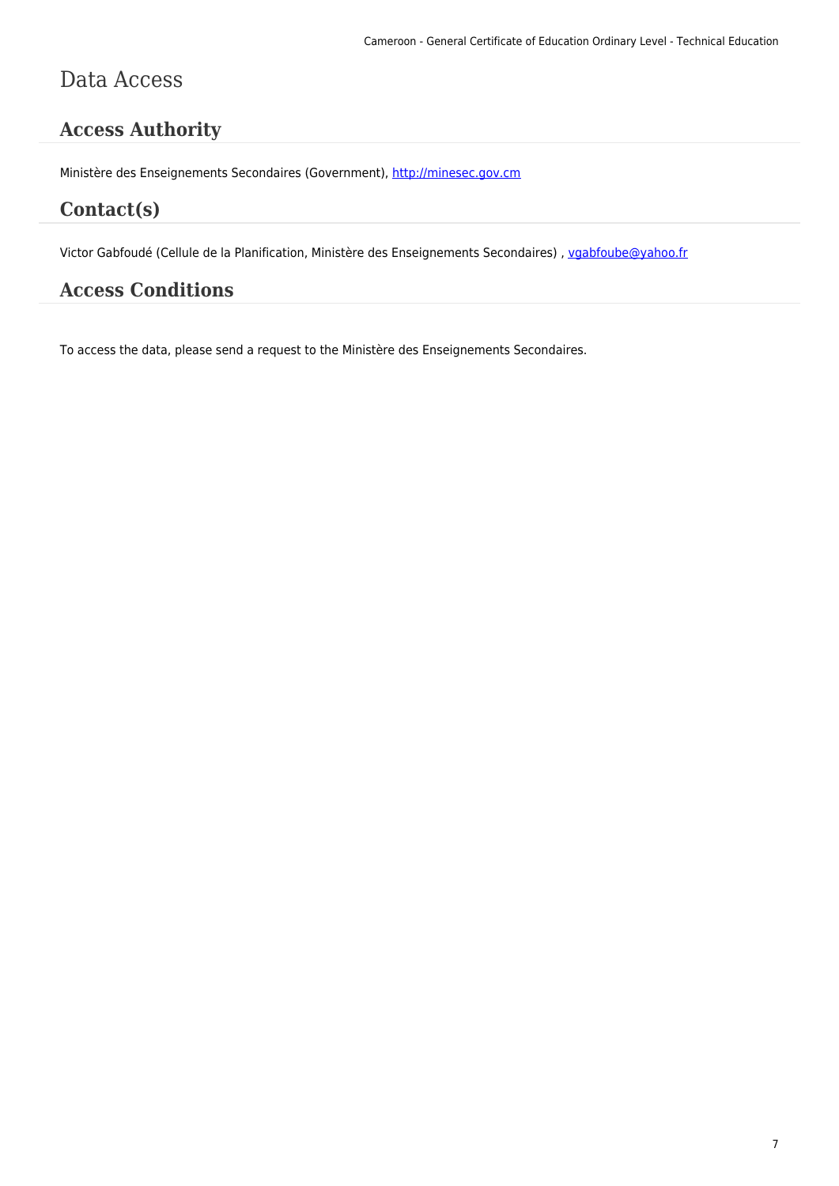# Data Access

## Access Authority

Ministère des Enseignements Secondaires (Government), http://minesec.gov.cm

## Contact(s)

Victor Gabfoudé (Cellule de la Planification, Ministère des Enseignements Secondaires) , vgabfoube@yahoo.fr

## Access Conditions

To access the data, please send a request to the Ministère des Enseignements Secondaires.